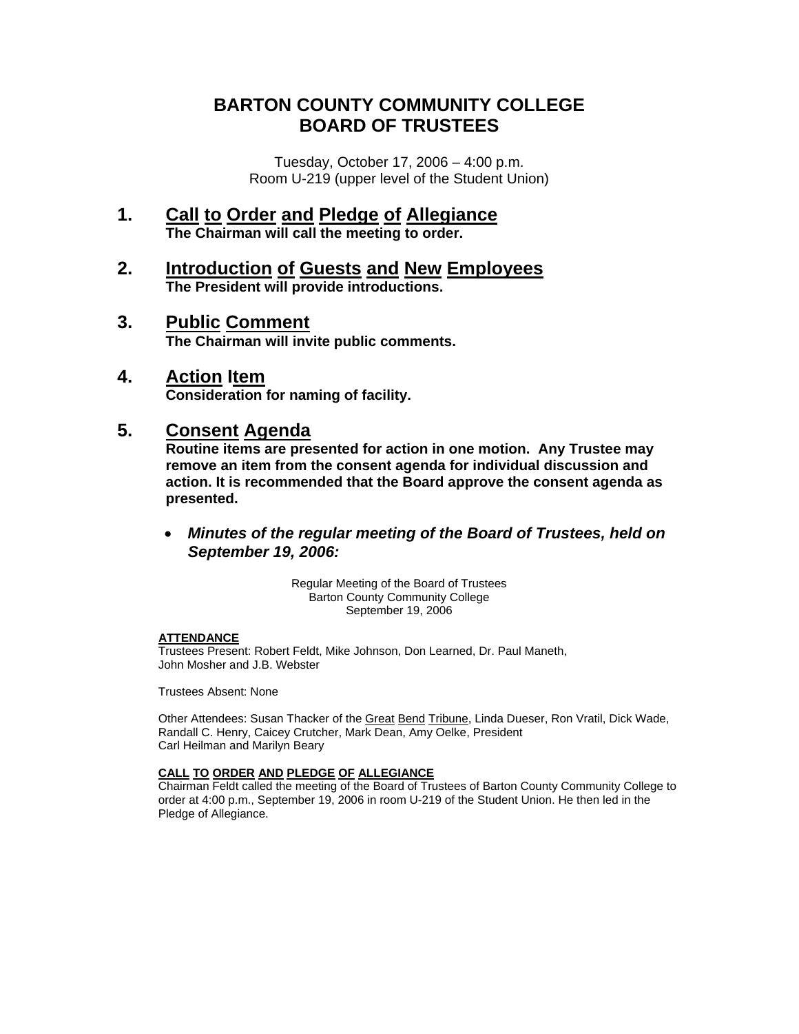# BARTON COUNTY COMMUNITY COLLEGE
# BOARD OF TRUSTEES

Tuesday, October 17, 2006 – 4:00 p.m.
Room U-219 (upper level of the Student Union)

## 1. Call to Order and Pledge of Allegiance

**The Chairman will call the meeting to order.**

## 2. Introduction of Guests and New Employees

**The President will provide introductions.**

## 3. Public Comment

**The Chairman will invite public comments.**

## 4. Action Item

**Consideration for naming of facility.**

## 5. Consent Agenda

**Routine items are presented for action in one motion. Any Trustee may remove an item from the consent agenda for individual discussion and action. It is recommended that the Board approve the consent agenda as presented.**

- ***Minutes of the regular meeting of the Board of Trustees, held on September 19, 2006:***

Regular Meeting of the Board of Trustees
Barton County Community College
September 19, 2006

**ATTENDANCE**

Trustees Present: Robert Feldt, Mike Johnson, Don Learned, Dr. Paul Maneth, John Mosher and J.B. Webster

Trustees Absent: None

Other Attendees: Susan Thacker of the Great Bend Tribune, Linda Dueser, Ron Vratil, Dick Wade, Randall C. Henry, Caicey Crutcher, Mark Dean, Amy Oelke, President Carl Heilman and Marilyn Beary

**CALL TO ORDER AND PLEDGE OF ALLEGIANCE**

Chairman Feldt called the meeting of the Board of Trustees of Barton County Community College to order at 4:00 p.m., September 19, 2006 in room U-219 of the Student Union. He then led in the Pledge of Allegiance.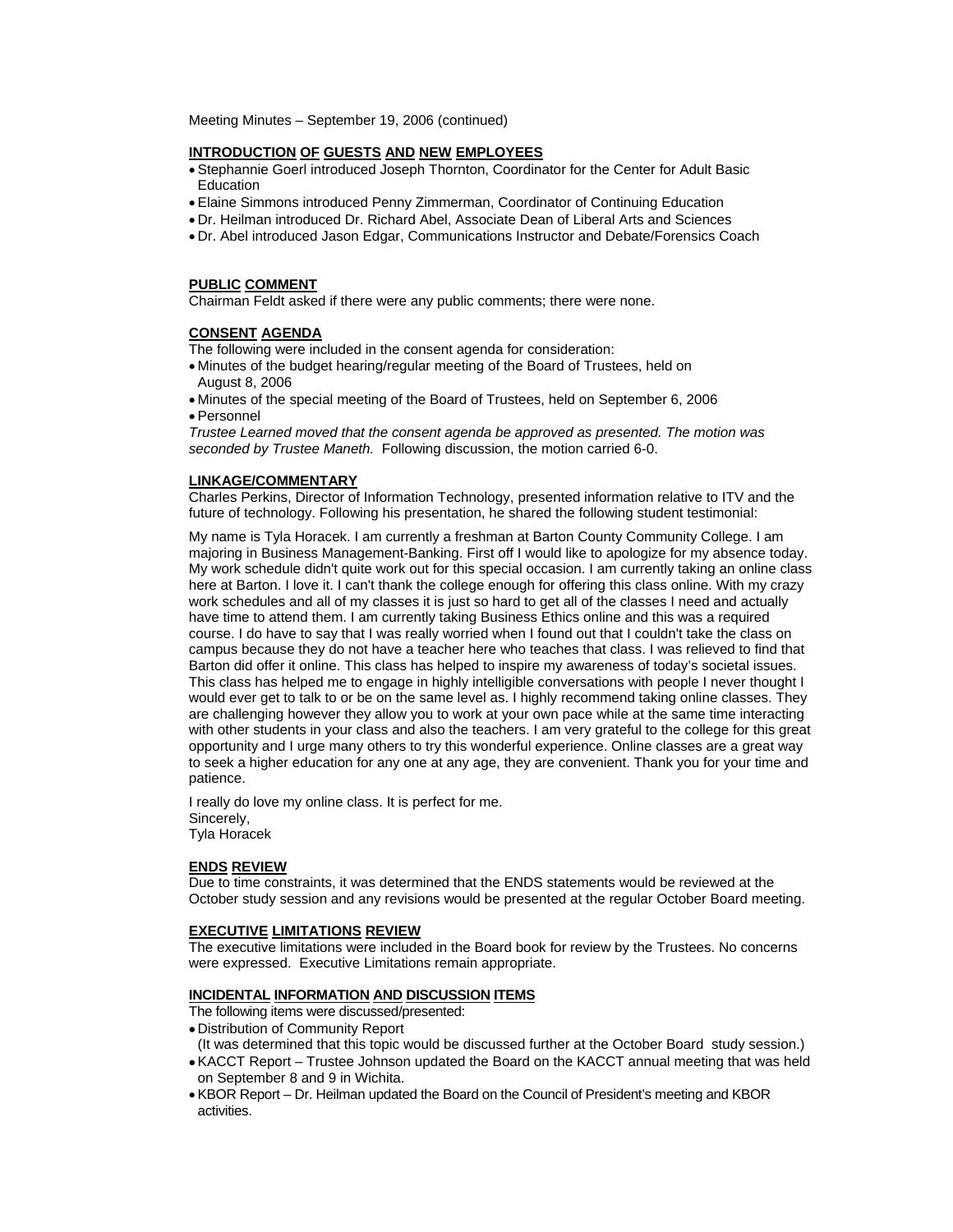Meeting Minutes – September 19, 2006 (continued)

## INTRODUCTION OF GUESTS AND NEW EMPLOYEES

- Stephannie Goerl introduced Joseph Thornton, Coordinator for the Center for Adult Basic Education
- Elaine Simmons introduced Penny Zimmerman, Coordinator of Continuing Education
- Dr. Heilman introduced Dr. Richard Abel, Associate Dean of Liberal Arts and Sciences
- Dr. Abel introduced Jason Edgar, Communications Instructor and Debate/Forensics Coach

## PUBLIC COMMENT

Chairman Feldt asked if there were any public comments; there were none.

## CONSENT AGENDA

The following were included in the consent agenda for consideration:

- Minutes of the budget hearing/regular meeting of the Board of Trustees, held on August 8, 2006
- Minutes of the special meeting of the Board of Trustees, held on September 6, 2006
- Personnel

*Trustee Learned moved that the consent agenda be approved as presented. The motion was seconded by Trustee Maneth.* Following discussion, the motion carried 6-0.

## LINKAGE/COMMENTARY

Charles Perkins, Director of Information Technology, presented information relative to ITV and the future of technology. Following his presentation, he shared the following student testimonial:

My name is Tyla Horacek. I am currently a freshman at Barton County Community College. I am majoring in Business Management-Banking. First off I would like to apologize for my absence today. My work schedule didn't quite work out for this special occasion. I am currently taking an online class here at Barton. I love it. I can't thank the college enough for offering this class online. With my crazy work schedules and all of my classes it is just so hard to get all of the classes I need and actually have time to attend them. I am currently taking Business Ethics online and this was a required course. I do have to say that I was really worried when I found out that I couldn't take the class on campus because they do not have a teacher here who teaches that class. I was relieved to find that Barton did offer it online. This class has helped to inspire my awareness of today's societal issues. This class has helped me to engage in highly intelligible conversations with people I never thought I would ever get to talk to or be on the same level as. I highly recommend taking online classes. They are challenging however they allow you to work at your own pace while at the same time interacting with other students in your class and also the teachers. I am very grateful to the college for this great opportunity and I urge many others to try this wonderful experience. Online classes are a great way to seek a higher education for any one at any age, they are convenient. Thank you for your time and patience.

I really do love my online class. It is perfect for me.
Sincerely,
Tyla Horacek

## ENDS REVIEW

Due to time constraints, it was determined that the ENDS statements would be reviewed at the October study session and any revisions would be presented at the regular October Board meeting.

## EXECUTIVE LIMITATIONS REVIEW

The executive limitations were included in the Board book for review by the Trustees. No concerns were expressed. Executive Limitations remain appropriate.

## INCIDENTAL INFORMATION AND DISCUSSION ITEMS

The following items were discussed/presented:

- Distribution of Community Report
  (It was determined that this topic would be discussed further at the October Board study session.)
- KACCT Report – Trustee Johnson updated the Board on the KACCT annual meeting that was held on September 8 and 9 in Wichita.
- KBOR Report – Dr. Heilman updated the Board on the Council of President's meeting and KBOR activities.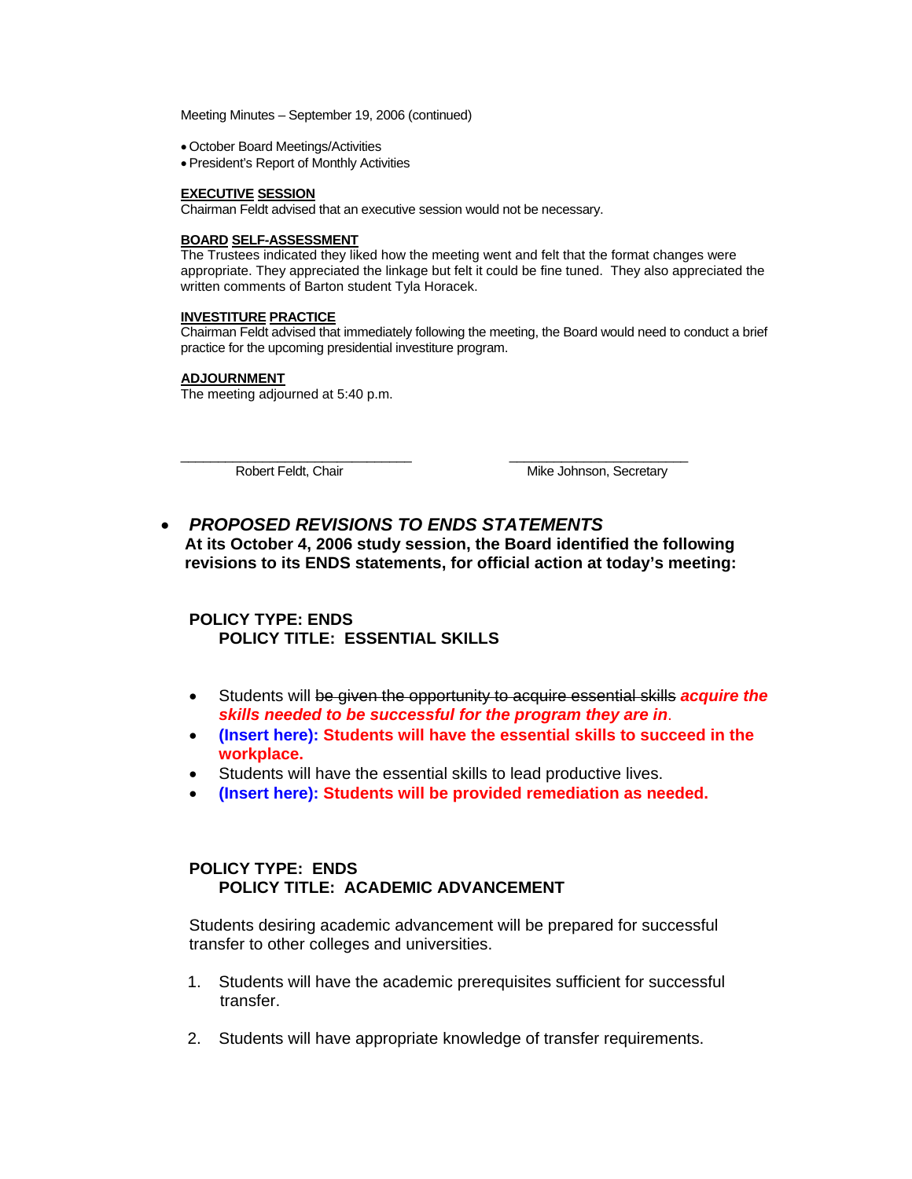Meeting Minutes – September 19, 2006 (continued)

- October Board Meetings/Activities
- President's Report of Monthly Activities

**EXECUTIVE SESSION**
Chairman Feldt advised that an executive session would not be necessary.

**BOARD SELF-ASSESSMENT**
The Trustees indicated they liked how the meeting went and felt that the format changes were appropriate. They appreciated the linkage but felt it could be fine tuned. They also appreciated the written comments of Barton student Tyla Horacek.

**INVESTITURE PRACTICE**
Chairman Feldt advised that immediately following the meeting, the Board would need to conduct a brief practice for the upcoming presidential investiture program.

**ADJOURNMENT**
The meeting adjourned at 5:40 p.m.

\_\_\_\_\_\_\_\_\_\_\_\_\_\_\_\_\_\_\_\_\_\_\_\_\_\_\_\_\_\_ Robert Feldt, Chair

\_\_\_\_\_\_\_\_\_\_\_\_\_\_\_\_\_\_\_\_\_\_\_\_\_\_\_\_\_\_ Mike Johnson, Secretary

- ***PROPOSED REVISIONS TO ENDS STATEMENTS***

**At its October 4, 2006 study session, the Board identified the following revisions to its ENDS statements, for official action at today's meeting:**

**POLICY TYPE: ENDS**
**POLICY TITLE: ESSENTIAL SKILLS**

- Students will ~~be given the opportunity to acquire essential skills~~ ***acquire the skills needed to be successful for the program they are in***.
- **(Insert here): Students will have the essential skills to succeed in the workplace.**
- Students will have the essential skills to lead productive lives.
- **(Insert here): Students will be provided remediation as needed.**

**POLICY TYPE: ENDS**
**POLICY TITLE: ACADEMIC ADVANCEMENT**

Students desiring academic advancement will be prepared for successful transfer to other colleges and universities.

1. Students will have the academic prerequisites sufficient for successful transfer.

2. Students will have appropriate knowledge of transfer requirements.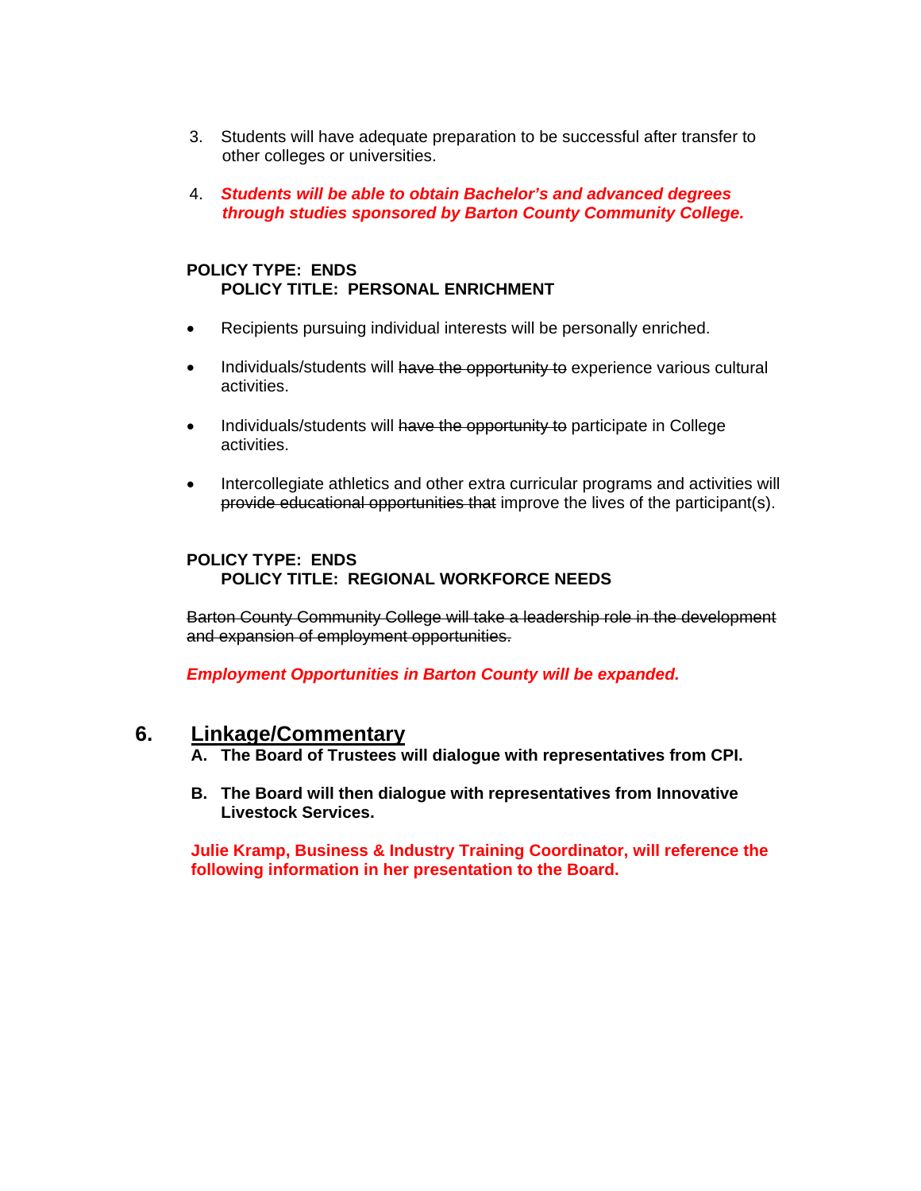3. Students will have adequate preparation to be successful after transfer to other colleges or universities.

4. ***Students will be able to obtain Bachelor's and advanced degrees through studies sponsored by Barton County Community College.***

**POLICY TYPE: ENDS**
**POLICY TITLE: PERSONAL ENRICHMENT**

- Recipients pursuing individual interests will be personally enriched.

- Individuals/students will ~~have the opportunity to~~ experience various cultural activities.

- Individuals/students will ~~have the opportunity to~~ participate in College activities.

- Intercollegiate athletics and other extra curricular programs and activities will ~~provide educational opportunities that~~ improve the lives of the participant(s).

**POLICY TYPE: ENDS**
**POLICY TITLE: REGIONAL WORKFORCE NEEDS**

~~Barton County Community College will take a leadership role in the development and expansion of employment opportunities.~~

***Employment Opportunities in Barton County will be expanded.***

## 6. Linkage/Commentary

**A. The Board of Trustees will dialogue with representatives from CPI.**

**B. The Board will then dialogue with representatives from Innovative Livestock Services.**

**Julie Kramp, Business & Industry Training Coordinator, will reference the following information in her presentation to the Board.**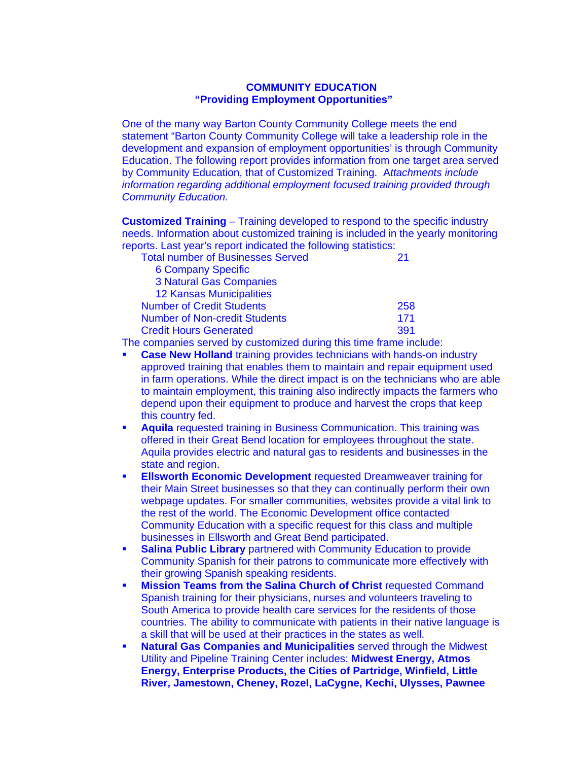**COMMUNITY EDUCATION**
**"Providing Employment Opportunities"**

One of the many way Barton County Community College meets the end statement "Barton County Community College will take a leadership role in the development and expansion of employment opportunities' is through Community Education. The following report provides information from one target area served by Community Education, that of Customized Training. *Attachments include information regarding additional employment focused training provided through Community Education.*

**Customized Training** – Training developed to respond to the specific industry needs. Information about customized training is included in the yearly monitoring reports. Last year's report indicated the following statistics:

| | |
|---|---|
| Total number of Businesses Served | 21 |
| 6 Company Specific | |
| 3 Natural Gas Companies | |
| 12 Kansas Municipalities | |
| Number of Credit Students | 258 |
| Number of Non-credit Students | 171 |
| Credit Hours Generated | 391 |

The companies served by customized during this time frame include:

- **Case New Holland** training provides technicians with hands-on industry approved training that enables them to maintain and repair equipment used in farm operations. While the direct impact is on the technicians who are able to maintain employment, this training also indirectly impacts the farmers who depend upon their equipment to produce and harvest the crops that keep this country fed.
- **Aquila** requested training in Business Communication. This training was offered in their Great Bend location for employees throughout the state. Aquila provides electric and natural gas to residents and businesses in the state and region.
- **Ellsworth Economic Development** requested Dreamweaver training for their Main Street businesses so that they can continually perform their own webpage updates. For smaller communities, websites provide a vital link to the rest of the world. The Economic Development office contacted Community Education with a specific request for this class and multiple businesses in Ellsworth and Great Bend participated.
- **Salina Public Library** partnered with Community Education to provide Community Spanish for their patrons to communicate more effectively with their growing Spanish speaking residents.
- **Mission Teams from the Salina Church of Christ** requested Command Spanish training for their physicians, nurses and volunteers traveling to South America to provide health care services for the residents of those countries. The ability to communicate with patients in their native language is a skill that will be used at their practices in the states as well.
- **Natural Gas Companies and Municipalities** served through the Midwest Utility and Pipeline Training Center includes: **Midwest Energy, Atmos Energy, Enterprise Products, the Cities of Partridge, Winfield, Little River, Jamestown, Cheney, Rozel, LaCygne, Kechi, Ulysses, Pawnee**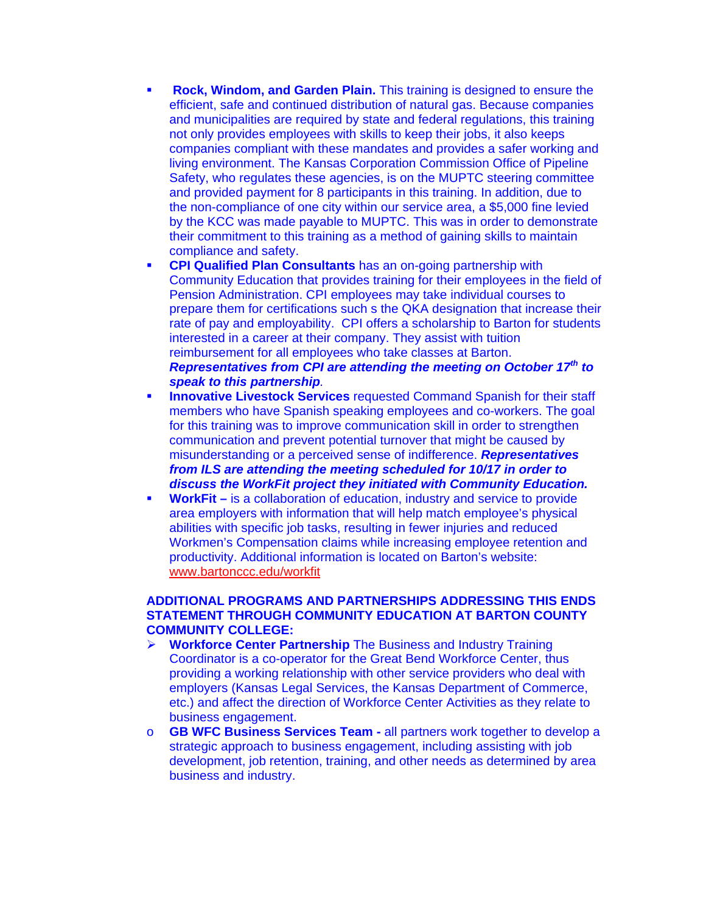- **Rock, Windom, and Garden Plain.** This training is designed to ensure the efficient, safe and continued distribution of natural gas. Because companies and municipalities are required by state and federal regulations, this training not only provides employees with skills to keep their jobs, it also keeps companies compliant with these mandates and provides a safer working and living environment. The Kansas Corporation Commission Office of Pipeline Safety, who regulates these agencies, is on the MUPTC steering committee and provided payment for 8 participants in this training. In addition, due to the non-compliance of one city within our service area, a $5,000 fine levied by the KCC was made payable to MUPTC. This was in order to demonstrate their commitment to this training as a method of gaining skills to maintain compliance and safety.
- **CPI Qualified Plan Consultants** has an on-going partnership with Community Education that provides training for their employees in the field of Pension Administration. CPI employees may take individual courses to prepare them for certifications such s the QKA designation that increase their rate of pay and employability. CPI offers a scholarship to Barton for students interested in a career at their company. They assist with tuition reimbursement for all employees who take classes at Barton. ***Representatives from CPI are attending the meeting on October 17th to speak to this partnership***.
- **Innovative Livestock Services** requested Command Spanish for their staff members who have Spanish speaking employees and co-workers. The goal for this training was to improve communication skill in order to strengthen communication and prevent potential turnover that might be caused by misunderstanding or a perceived sense of indifference. ***Representatives from ILS are attending the meeting scheduled for 10/17 in order to discuss the WorkFit project they initiated with Community Education.***
- **WorkFit –** is a collaboration of education, industry and service to provide area employers with information that will help match employee's physical abilities with specific job tasks, resulting in fewer injuries and reduced Workmen's Compensation claims while increasing employee retention and productivity. Additional information is located on Barton's website: www.bartonccc.edu/workfit

**ADDITIONAL PROGRAMS AND PARTNERSHIPS ADDRESSING THIS ENDS STATEMENT THROUGH COMMUNITY EDUCATION AT BARTON COUNTY COMMUNITY COLLEGE:**

- **Workforce Center Partnership** The Business and Industry Training Coordinator is a co-operator for the Great Bend Workforce Center, thus providing a working relationship with other service providers who deal with employers (Kansas Legal Services, the Kansas Department of Commerce, etc.) and affect the direction of Workforce Center Activities as they relate to business engagement.
  - **GB WFC Business Services Team -** all partners work together to develop a strategic approach to business engagement, including assisting with job development, job retention, training, and other needs as determined by area business and industry.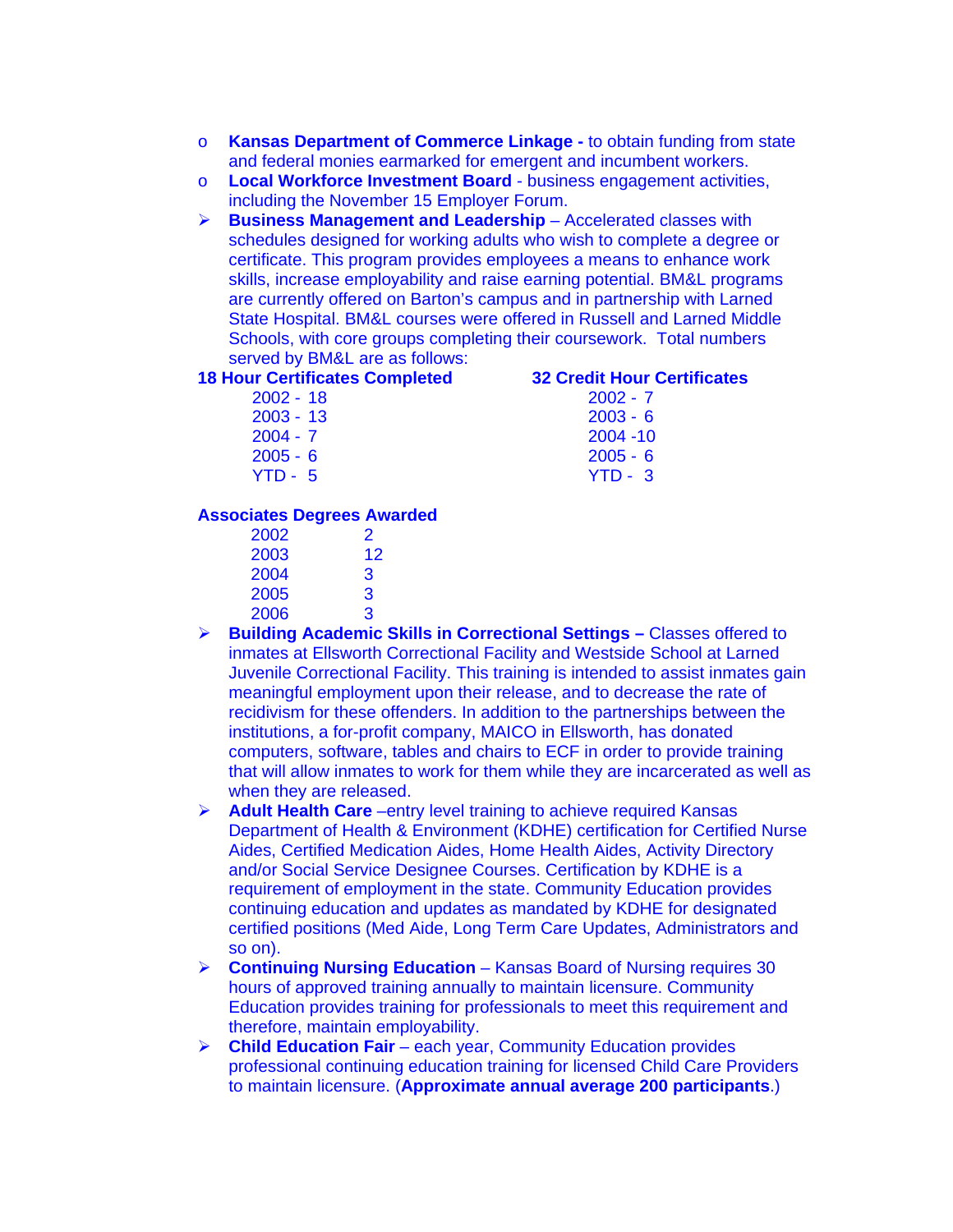- **Kansas Department of Commerce Linkage -** to obtain funding from state and federal monies earmarked for emergent and incumbent workers.
- **Local Workforce Investment Board** - business engagement activities, including the November 15 Employer Forum.

- **Business Management and Leadership** – Accelerated classes with schedules designed for working adults who wish to complete a degree or certificate. This program provides employees a means to enhance work skills, increase employability and raise earning potential. BM&L programs are currently offered on Barton's campus and in partnership with Larned State Hospital. BM&L courses were offered in Russell and Larned Middle Schools, with core groups completing their coursework. Total numbers served by BM&L are as follows:

| 18 Hour Certificates Completed | 32 Credit Hour Certificates |
|---|---|
| 2002 - 18 | 2002 - 7 |
| 2003 - 13 | 2003 - 6 |
| 2004 - 7 | 2004 -10 |
| 2005 - 6 | 2005 - 6 |
| YTD - 5 | YTD - 3 |

**Associates Degrees Awarded**

| | |
|---|---|
| 2002 | 2 |
| 2003 | 12 |
| 2004 | 3 |
| 2005 | 3 |
| 2006 | 3 |

- **Building Academic Skills in Correctional Settings –** Classes offered to inmates at Ellsworth Correctional Facility and Westside School at Larned Juvenile Correctional Facility. This training is intended to assist inmates gain meaningful employment upon their release, and to decrease the rate of recidivism for these offenders. In addition to the partnerships between the institutions, a for-profit company, MAICO in Ellsworth, has donated computers, software, tables and chairs to ECF in order to provide training that will allow inmates to work for them while they are incarcerated as well as when they are released.
- **Adult Health Care** –entry level training to achieve required Kansas Department of Health & Environment (KDHE) certification for Certified Nurse Aides, Certified Medication Aides, Home Health Aides, Activity Directory and/or Social Service Designee Courses. Certification by KDHE is a requirement of employment in the state. Community Education provides continuing education and updates as mandated by KDHE for designated certified positions (Med Aide, Long Term Care Updates, Administrators and so on).
- **Continuing Nursing Education** – Kansas Board of Nursing requires 30 hours of approved training annually to maintain licensure. Community Education provides training for professionals to meet this requirement and therefore, maintain employability.
- **Child Education Fair** – each year, Community Education provides professional continuing education training for licensed Child Care Providers to maintain licensure. (**Approximate annual average 200 participants**.)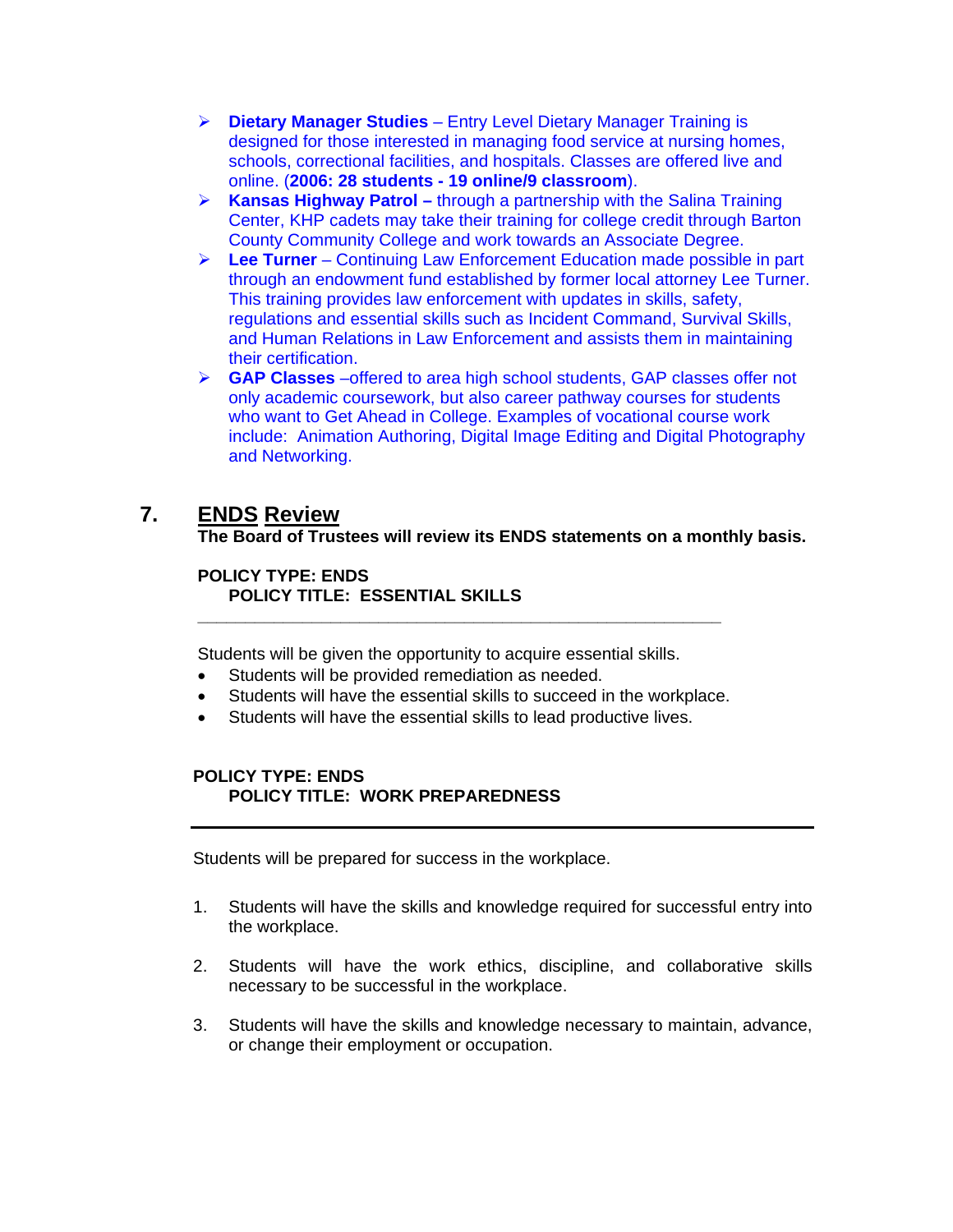- **Dietary Manager Studies** – Entry Level Dietary Manager Training is designed for those interested in managing food service at nursing homes, schools, correctional facilities, and hospitals. Classes are offered live and online. (**2006: 28 students - 19 online/9 classroom**).
- **Kansas Highway Patrol –** through a partnership with the Salina Training Center, KHP cadets may take their training for college credit through Barton County Community College and work towards an Associate Degree.
- **Lee Turner** – Continuing Law Enforcement Education made possible in part through an endowment fund established by former local attorney Lee Turner. This training provides law enforcement with updates in skills, safety, regulations and essential skills such as Incident Command, Survival Skills, and Human Relations in Law Enforcement and assists them in maintaining their certification.
- **GAP Classes** –offered to area high school students, GAP classes offer not only academic coursework, but also career pathway courses for students who want to Get Ahead in College. Examples of vocational course work include: Animation Authoring, Digital Image Editing and Digital Photography and Networking.

## 7. ENDS Review

**The Board of Trustees will review its ENDS statements on a monthly basis.**

**POLICY TYPE: ENDS**
**POLICY TITLE: ESSENTIAL SKILLS**

---

Students will be given the opportunity to acquire essential skills.

- Students will be provided remediation as needed.
- Students will have the essential skills to succeed in the workplace.
- Students will have the essential skills to lead productive lives.

**POLICY TYPE: ENDS**
**POLICY TITLE: WORK PREPAREDNESS**

---

Students will be prepared for success in the workplace.

1. Students will have the skills and knowledge required for successful entry into the workplace.

2. Students will have the work ethics, discipline, and collaborative skills necessary to be successful in the workplace.

3. Students will have the skills and knowledge necessary to maintain, advance, or change their employment or occupation.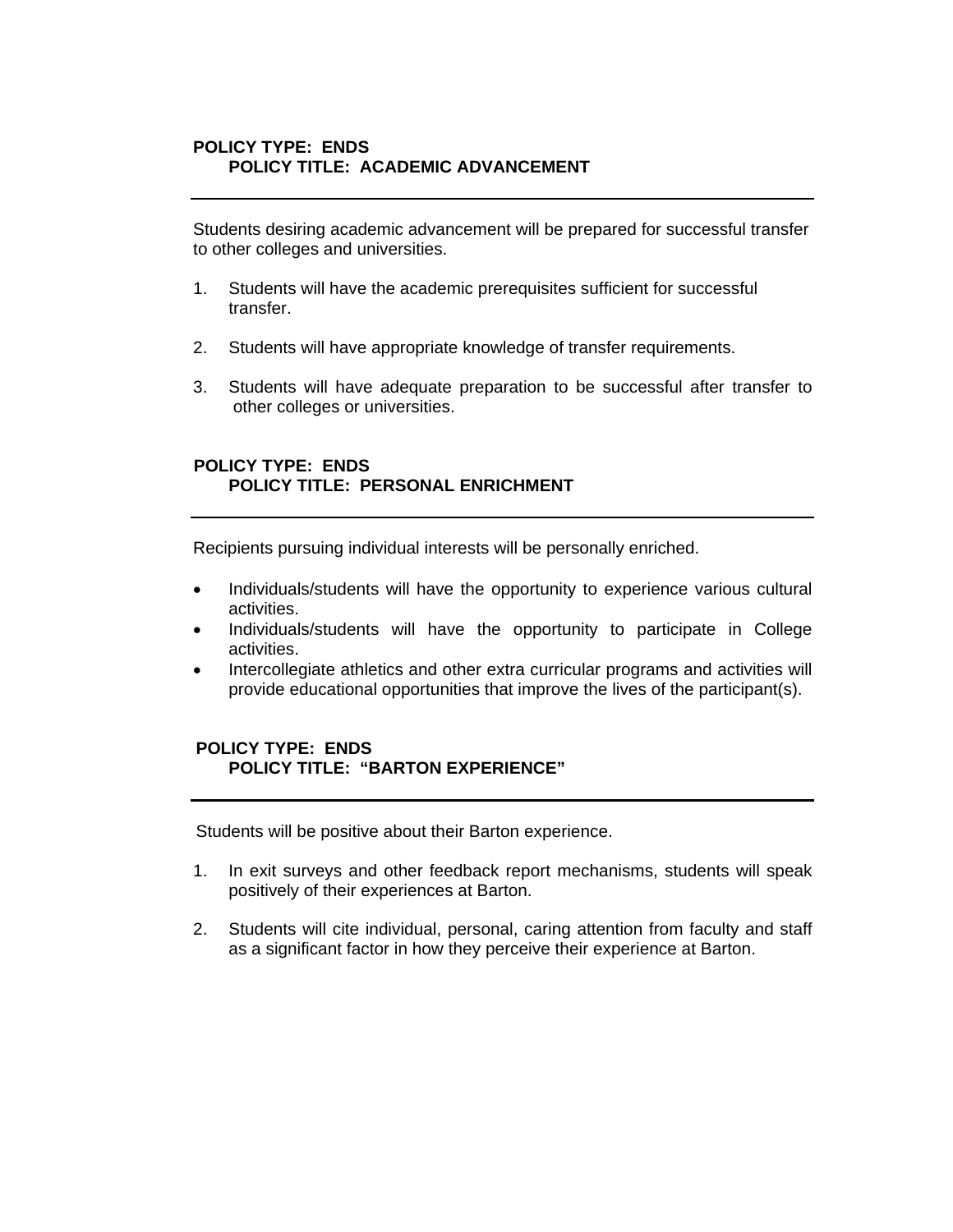**POLICY TYPE: ENDS**
**POLICY TITLE: ACADEMIC ADVANCEMENT**

---

Students desiring academic advancement will be prepared for successful transfer to other colleges and universities.

1. Students will have the academic prerequisites sufficient for successful transfer.

2. Students will have appropriate knowledge of transfer requirements.

3. Students will have adequate preparation to be successful after transfer to other colleges or universities.

**POLICY TYPE: ENDS**
**POLICY TITLE: PERSONAL ENRICHMENT**

---

Recipients pursuing individual interests will be personally enriched.

- Individuals/students will have the opportunity to experience various cultural activities.
- Individuals/students will have the opportunity to participate in College activities.
- Intercollegiate athletics and other extra curricular programs and activities will provide educational opportunities that improve the lives of the participant(s).

**POLICY TYPE: ENDS**
**POLICY TITLE: "BARTON EXPERIENCE"**

---

Students will be positive about their Barton experience.

1. In exit surveys and other feedback report mechanisms, students will speak positively of their experiences at Barton.

2. Students will cite individual, personal, caring attention from faculty and staff as a significant factor in how they perceive their experience at Barton.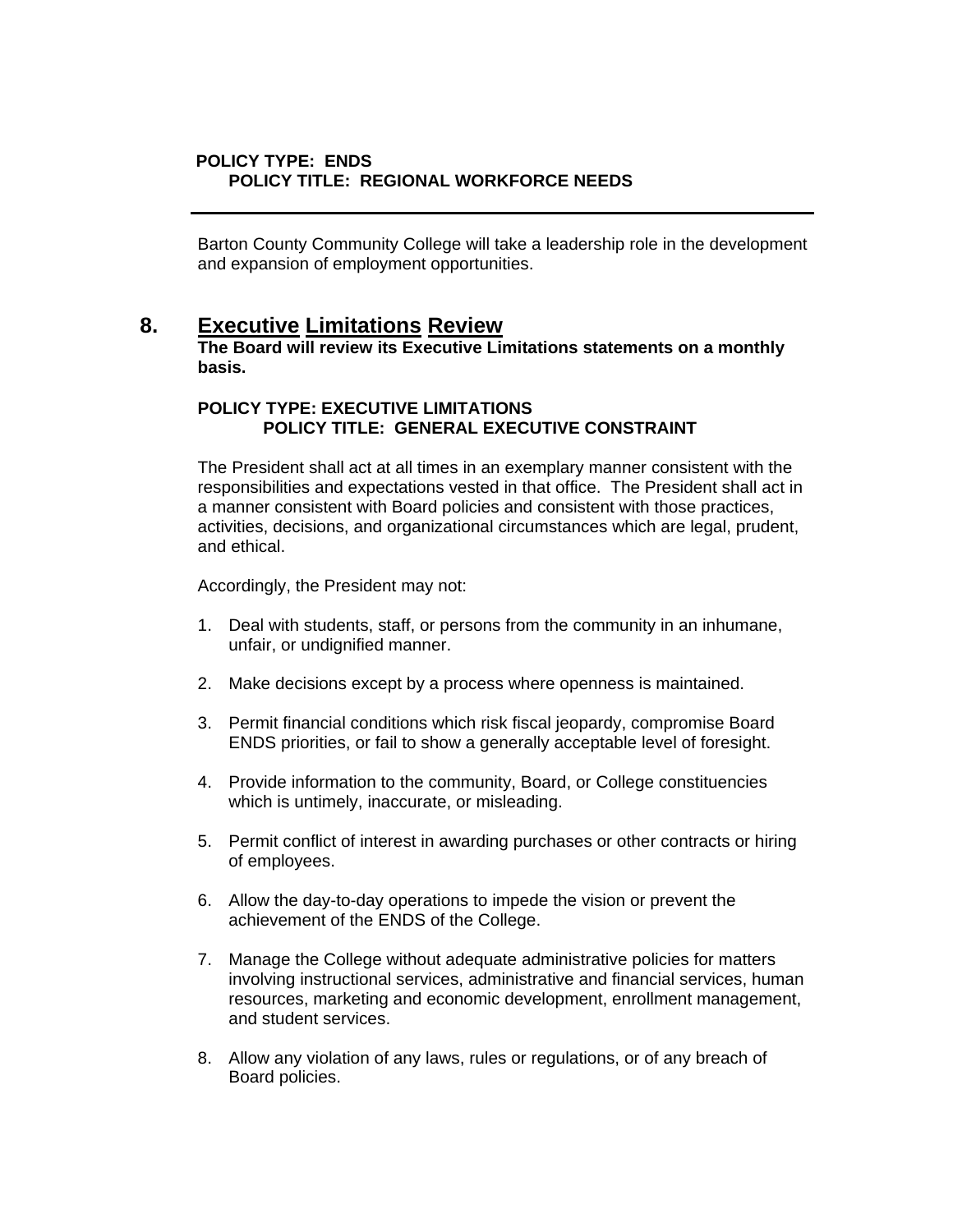**POLICY TYPE: ENDS**
**POLICY TITLE: REGIONAL WORKFORCE NEEDS**

---

Barton County Community College will take a leadership role in the development and expansion of employment opportunities.

## 8. Executive Limitations Review

**The Board will review its Executive Limitations statements on a monthly basis.**

**POLICY TYPE: EXECUTIVE LIMITATIONS**
**POLICY TITLE: GENERAL EXECUTIVE CONSTRAINT**

The President shall act at all times in an exemplary manner consistent with the responsibilities and expectations vested in that office. The President shall act in a manner consistent with Board policies and consistent with those practices, activities, decisions, and organizational circumstances which are legal, prudent, and ethical.

Accordingly, the President may not:

1. Deal with students, staff, or persons from the community in an inhumane, unfair, or undignified manner.
2. Make decisions except by a process where openness is maintained.
3. Permit financial conditions which risk fiscal jeopardy, compromise Board ENDS priorities, or fail to show a generally acceptable level of foresight.
4. Provide information to the community, Board, or College constituencies which is untimely, inaccurate, or misleading.
5. Permit conflict of interest in awarding purchases or other contracts or hiring of employees.
6. Allow the day-to-day operations to impede the vision or prevent the achievement of the ENDS of the College.
7. Manage the College without adequate administrative policies for matters involving instructional services, administrative and financial services, human resources, marketing and economic development, enrollment management, and student services.
8. Allow any violation of any laws, rules or regulations, or of any breach of Board policies.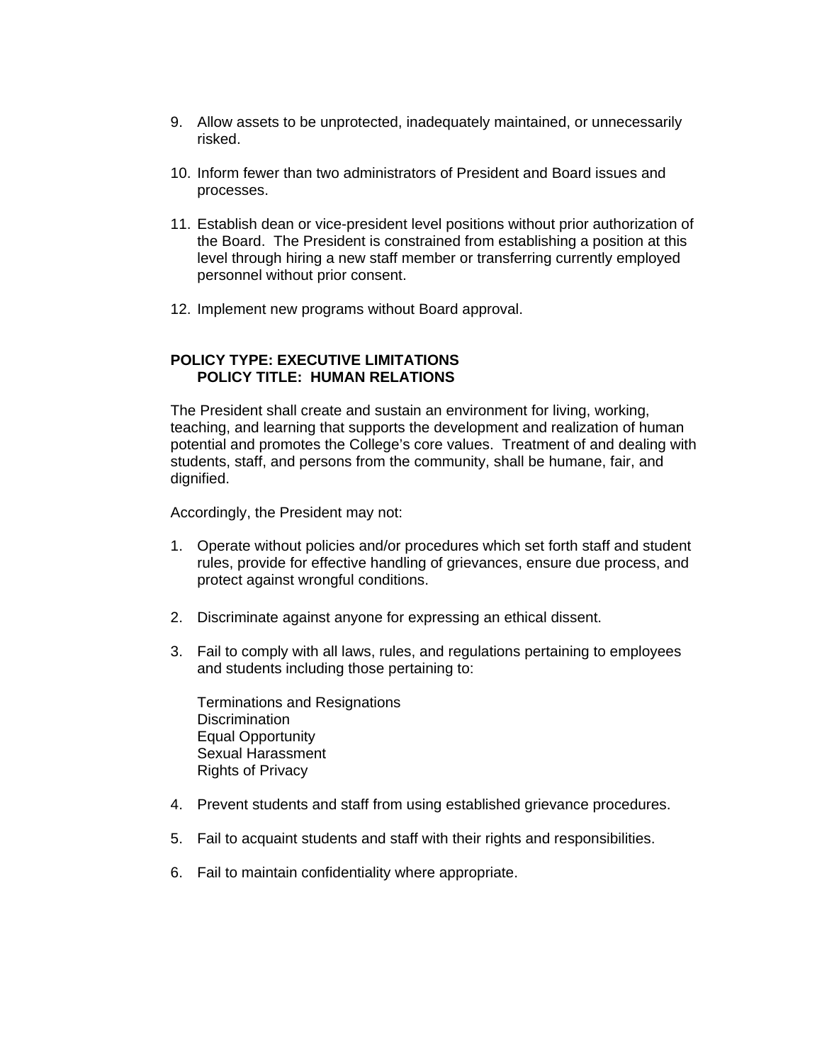9. Allow assets to be unprotected, inadequately maintained, or unnecessarily risked.

10. Inform fewer than two administrators of President and Board issues and processes.

11. Establish dean or vice-president level positions without prior authorization of the Board. The President is constrained from establishing a position at this level through hiring a new staff member or transferring currently employed personnel without prior consent.

12. Implement new programs without Board approval.

**POLICY TYPE: EXECUTIVE LIMITATIONS**
**POLICY TITLE: HUMAN RELATIONS**

The President shall create and sustain an environment for living, working, teaching, and learning that supports the development and realization of human potential and promotes the College's core values. Treatment of and dealing with students, staff, and persons from the community, shall be humane, fair, and dignified.

Accordingly, the President may not:

1. Operate without policies and/or procedures which set forth staff and student rules, provide for effective handling of grievances, ensure due process, and protect against wrongful conditions.

2. Discriminate against anyone for expressing an ethical dissent.

3. Fail to comply with all laws, rules, and regulations pertaining to employees and students including those pertaining to:

   Terminations and Resignations
   Discrimination
   Equal Opportunity
   Sexual Harassment
   Rights of Privacy

4. Prevent students and staff from using established grievance procedures.

5. Fail to acquaint students and staff with their rights and responsibilities.

6. Fail to maintain confidentiality where appropriate.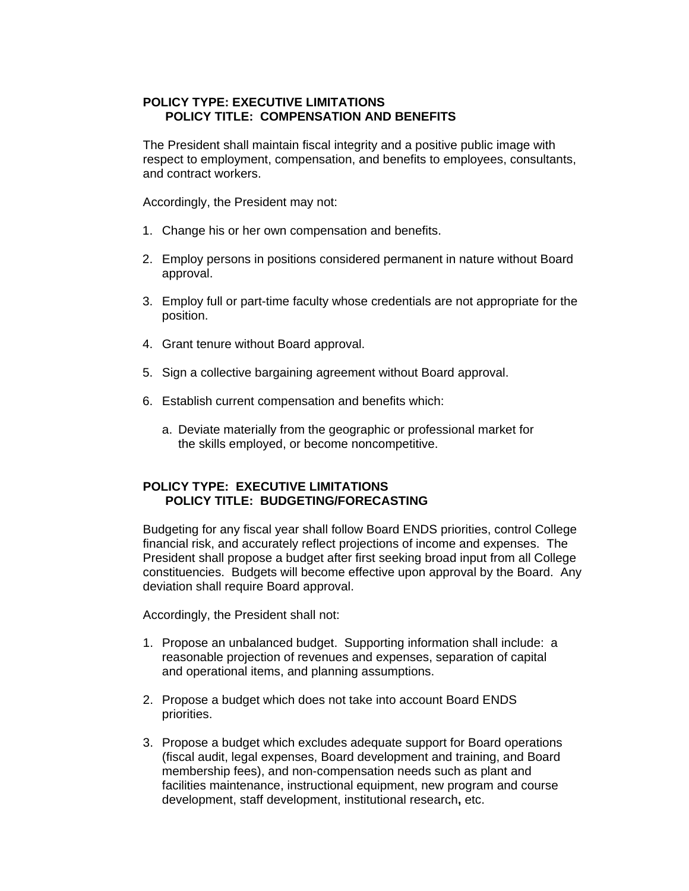**POLICY TYPE: EXECUTIVE LIMITATIONS**
**POLICY TITLE: COMPENSATION AND BENEFITS**

The President shall maintain fiscal integrity and a positive public image with respect to employment, compensation, and benefits to employees, consultants, and contract workers.

Accordingly, the President may not:

1. Change his or her own compensation and benefits.

2. Employ persons in positions considered permanent in nature without Board approval.

3. Employ full or part-time faculty whose credentials are not appropriate for the position.

4. Grant tenure without Board approval.

5. Sign a collective bargaining agreement without Board approval.

6. Establish current compensation and benefits which:

   a. Deviate materially from the geographic or professional market for the skills employed, or become noncompetitive.

**POLICY TYPE: EXECUTIVE LIMITATIONS**
**POLICY TITLE: BUDGETING/FORECASTING**

Budgeting for any fiscal year shall follow Board ENDS priorities, control College financial risk, and accurately reflect projections of income and expenses. The President shall propose a budget after first seeking broad input from all College constituencies. Budgets will become effective upon approval by the Board. Any deviation shall require Board approval.

Accordingly, the President shall not:

1. Propose an unbalanced budget. Supporting information shall include: a reasonable projection of revenues and expenses, separation of capital and operational items, and planning assumptions.

2. Propose a budget which does not take into account Board ENDS priorities.

3. Propose a budget which excludes adequate support for Board operations (fiscal audit, legal expenses, Board development and training, and Board membership fees), and non-compensation needs such as plant and facilities maintenance, instructional equipment, new program and course development, staff development, institutional research**,** etc.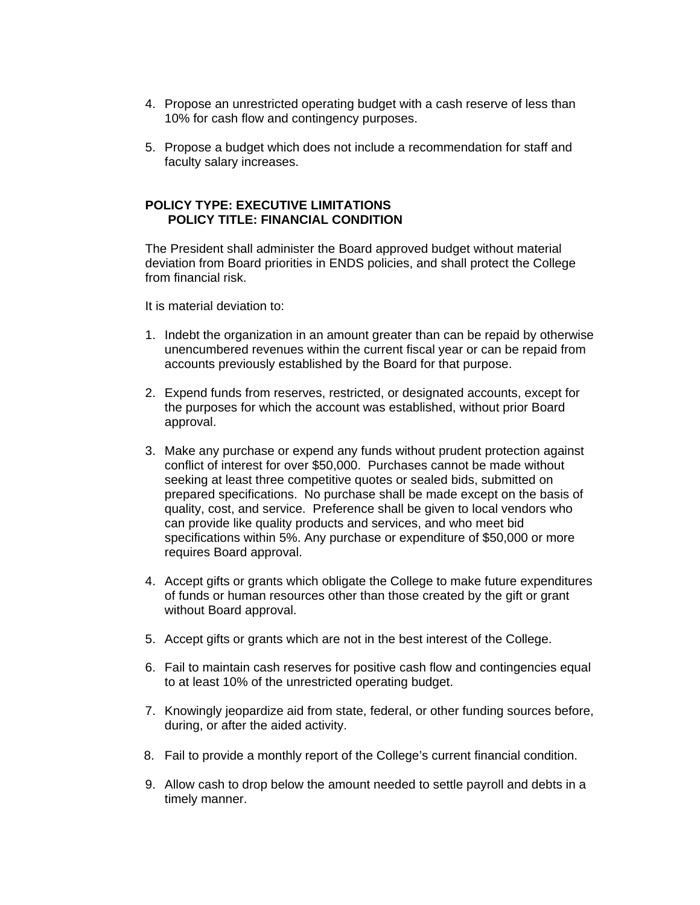4. Propose an unrestricted operating budget with a cash reserve of less than 10% for cash flow and contingency purposes.

5. Propose a budget which does not include a recommendation for staff and faculty salary increases.

**POLICY TYPE: EXECUTIVE LIMITATIONS**
**POLICY TITLE: FINANCIAL CONDITION**

The President shall administer the Board approved budget without material deviation from Board priorities in ENDS policies, and shall protect the College from financial risk.

It is material deviation to:

1. Indebt the organization in an amount greater than can be repaid by otherwise unencumbered revenues within the current fiscal year or can be repaid from accounts previously established by the Board for that purpose.

2. Expend funds from reserves, restricted, or designated accounts, except for the purposes for which the account was established, without prior Board approval.

3. Make any purchase or expend any funds without prudent protection against conflict of interest for over $50,000. Purchases cannot be made without seeking at least three competitive quotes or sealed bids, submitted on prepared specifications. No purchase shall be made except on the basis of quality, cost, and service. Preference shall be given to local vendors who can provide like quality products and services, and who meet bid specifications within 5%. Any purchase or expenditure of $50,000 or more requires Board approval.

4. Accept gifts or grants which obligate the College to make future expenditures of funds or human resources other than those created by the gift or grant without Board approval.

5. Accept gifts or grants which are not in the best interest of the College.

6. Fail to maintain cash reserves for positive cash flow and contingencies equal to at least 10% of the unrestricted operating budget.

7. Knowingly jeopardize aid from state, federal, or other funding sources before, during, or after the aided activity.

8. Fail to provide a monthly report of the College's current financial condition.

9. Allow cash to drop below the amount needed to settle payroll and debts in a timely manner.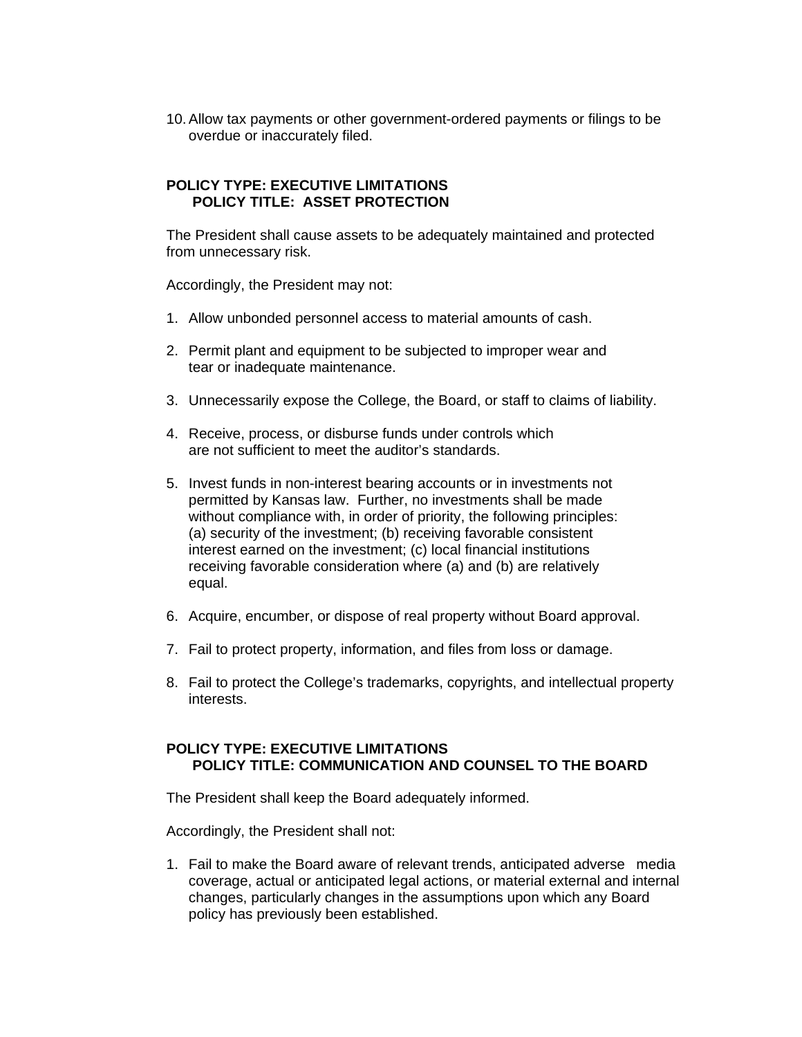10. Allow tax payments or other government-ordered payments or filings to be overdue or inaccurately filed.

**POLICY TYPE: EXECUTIVE LIMITATIONS**
**POLICY TITLE: ASSET PROTECTION**

The President shall cause assets to be adequately maintained and protected from unnecessary risk.

Accordingly, the President may not:

1. Allow unbonded personnel access to material amounts of cash.

2. Permit plant and equipment to be subjected to improper wear and tear or inadequate maintenance.

3. Unnecessarily expose the College, the Board, or staff to claims of liability.

4. Receive, process, or disburse funds under controls which are not sufficient to meet the auditor's standards.

5. Invest funds in non-interest bearing accounts or in investments not permitted by Kansas law. Further, no investments shall be made without compliance with, in order of priority, the following principles: (a) security of the investment; (b) receiving favorable consistent interest earned on the investment; (c) local financial institutions receiving favorable consideration where (a) and (b) are relatively equal.

6. Acquire, encumber, or dispose of real property without Board approval.

7. Fail to protect property, information, and files from loss or damage.

8. Fail to protect the College's trademarks, copyrights, and intellectual property interests.

**POLICY TYPE: EXECUTIVE LIMITATIONS**
**POLICY TITLE: COMMUNICATION AND COUNSEL TO THE BOARD**

The President shall keep the Board adequately informed.

Accordingly, the President shall not:

1. Fail to make the Board aware of relevant trends, anticipated adverse media coverage, actual or anticipated legal actions, or material external and internal changes, particularly changes in the assumptions upon which any Board policy has previously been established.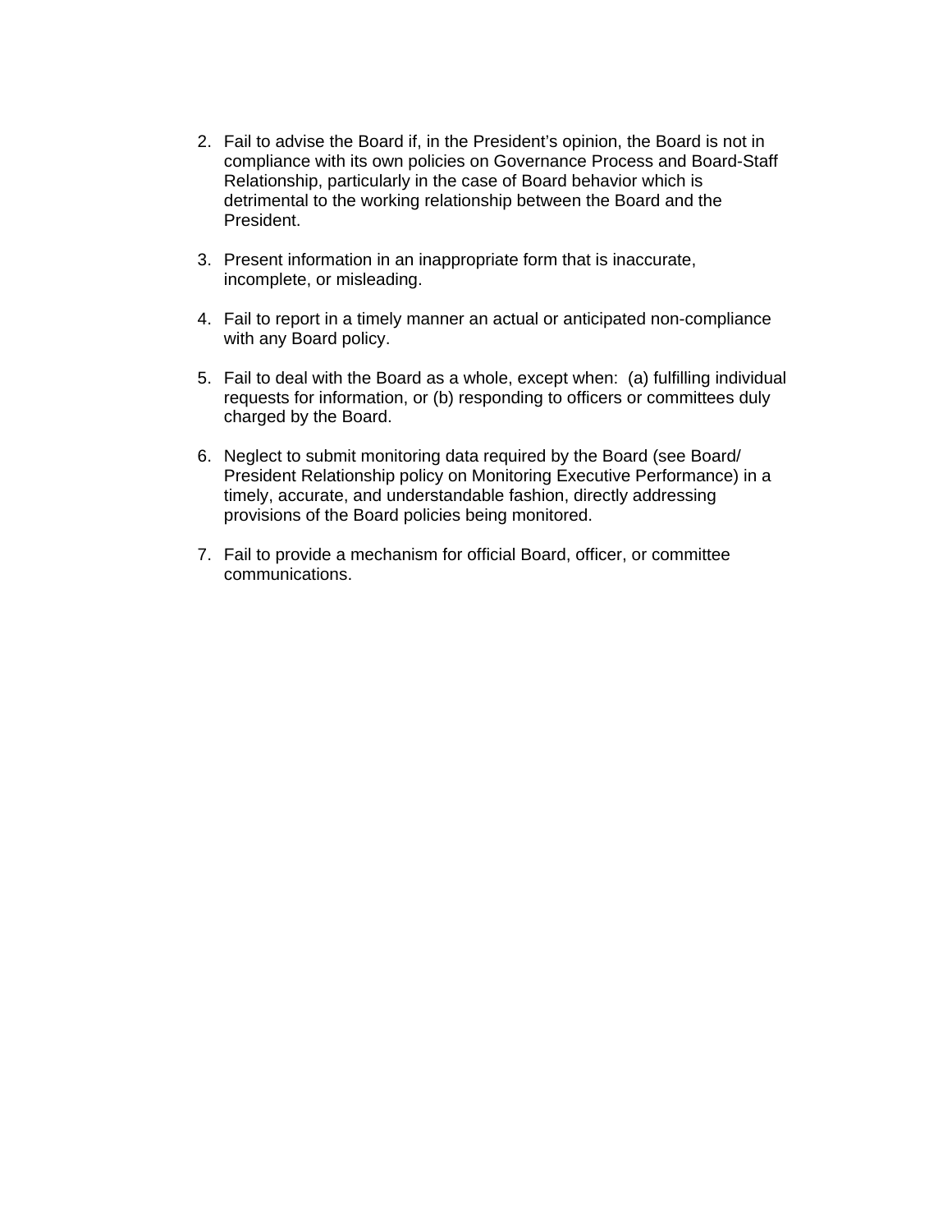2. Fail to advise the Board if, in the President's opinion, the Board is not in compliance with its own policies on Governance Process and Board-Staff Relationship, particularly in the case of Board behavior which is detrimental to the working relationship between the Board and the President.

3. Present information in an inappropriate form that is inaccurate, incomplete, or misleading.

4. Fail to report in a timely manner an actual or anticipated non-compliance with any Board policy.

5. Fail to deal with the Board as a whole, except when: (a) fulfilling individual requests for information, or (b) responding to officers or committees duly charged by the Board.

6. Neglect to submit monitoring data required by the Board (see Board/ President Relationship policy on Monitoring Executive Performance) in a timely, accurate, and understandable fashion, directly addressing provisions of the Board policies being monitored.

7. Fail to provide a mechanism for official Board, officer, or committee communications.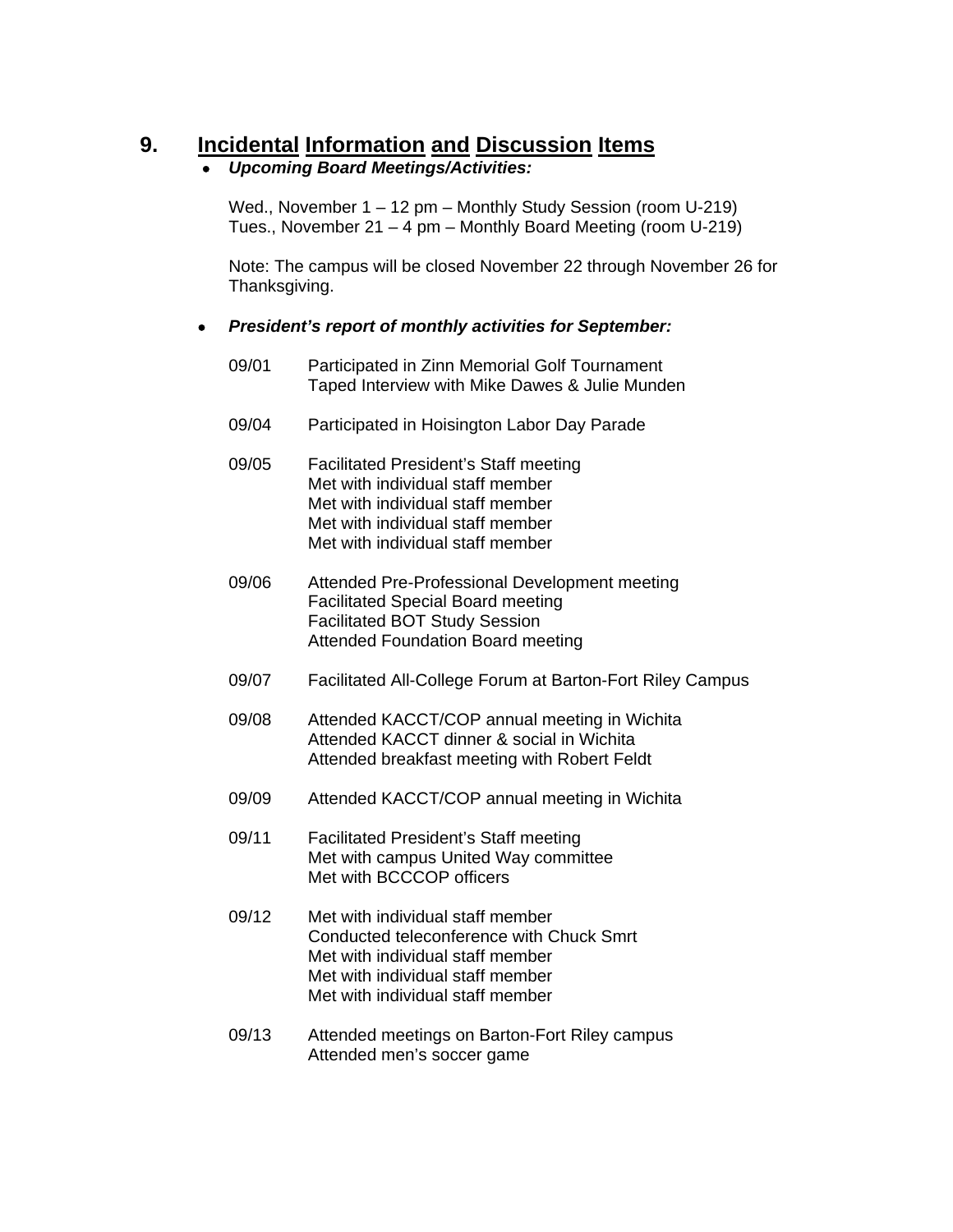# 9. <u>Incidental Information and Discussion Items</u>

- ***Upcoming Board Meetings/Activities:***

  Wed., November 1 – 12 pm – Monthly Study Session (room U-219)
  Tues., November 21 – 4 pm – Monthly Board Meeting (room U-219)

  Note: The campus will be closed November 22 through November 26 for Thanksgiving.

- ***President's report of monthly activities for September:***

  09/01 Participated in Zinn Memorial Golf Tournament
  Taped Interview with Mike Dawes & Julie Munden

  09/04 Participated in Hoisington Labor Day Parade

  09/05 Facilitated President's Staff meeting
  Met with individual staff member
  Met with individual staff member
  Met with individual staff member
  Met with individual staff member

  09/06 Attended Pre-Professional Development meeting
  Facilitated Special Board meeting
  Facilitated BOT Study Session
  Attended Foundation Board meeting

  09/07 Facilitated All-College Forum at Barton-Fort Riley Campus

  09/08 Attended KACCT/COP annual meeting in Wichita
  Attended KACCT dinner & social in Wichita
  Attended breakfast meeting with Robert Feldt

  09/09 Attended KACCT/COP annual meeting in Wichita

  09/11 Facilitated President's Staff meeting
  Met with campus United Way committee
  Met with BCCCOP officers

  09/12 Met with individual staff member
  Conducted teleconference with Chuck Smrt
  Met with individual staff member
  Met with individual staff member
  Met with individual staff member

  09/13 Attended meetings on Barton-Fort Riley campus
  Attended men's soccer game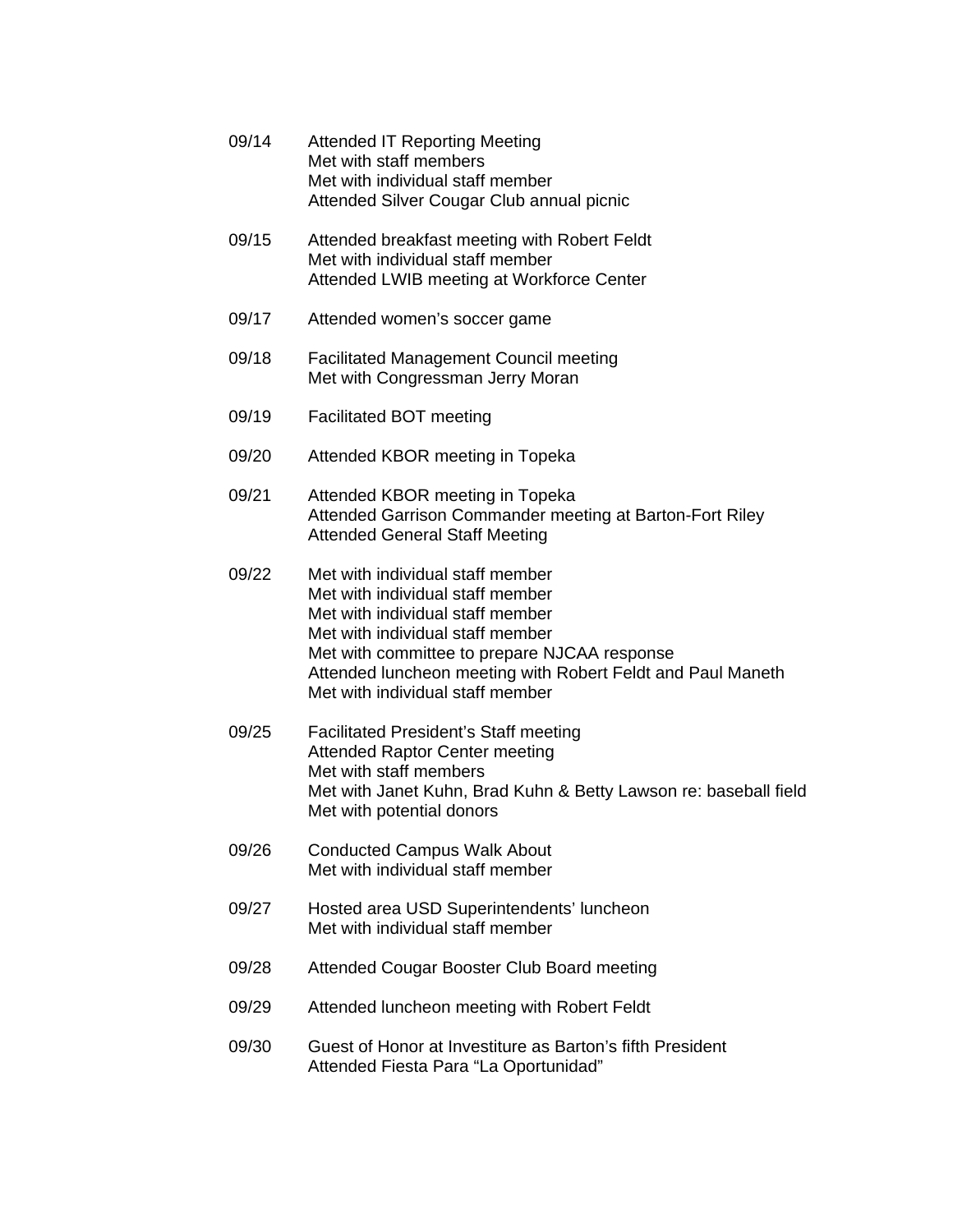09/14 Attended IT Reporting Meeting
Met with staff members
Met with individual staff member
Attended Silver Cougar Club annual picnic

09/15 Attended breakfast meeting with Robert Feldt
Met with individual staff member
Attended LWIB meeting at Workforce Center

09/17 Attended women's soccer game

09/18 Facilitated Management Council meeting
Met with Congressman Jerry Moran

09/19 Facilitated BOT meeting

09/20 Attended KBOR meeting in Topeka

09/21 Attended KBOR meeting in Topeka
Attended Garrison Commander meeting at Barton-Fort Riley
Attended General Staff Meeting

09/22 Met with individual staff member
Met with individual staff member
Met with individual staff member
Met with individual staff member
Met with committee to prepare NJCAA response
Attended luncheon meeting with Robert Feldt and Paul Maneth
Met with individual staff member

09/25 Facilitated President's Staff meeting
Attended Raptor Center meeting
Met with staff members
Met with Janet Kuhn, Brad Kuhn & Betty Lawson re: baseball field
Met with potential donors

09/26 Conducted Campus Walk About
Met with individual staff member

09/27 Hosted area USD Superintendents' luncheon
Met with individual staff member

09/28 Attended Cougar Booster Club Board meeting

09/29 Attended luncheon meeting with Robert Feldt

09/30 Guest of Honor at Investiture as Barton's fifth President
Attended Fiesta Para "La Oportunidad"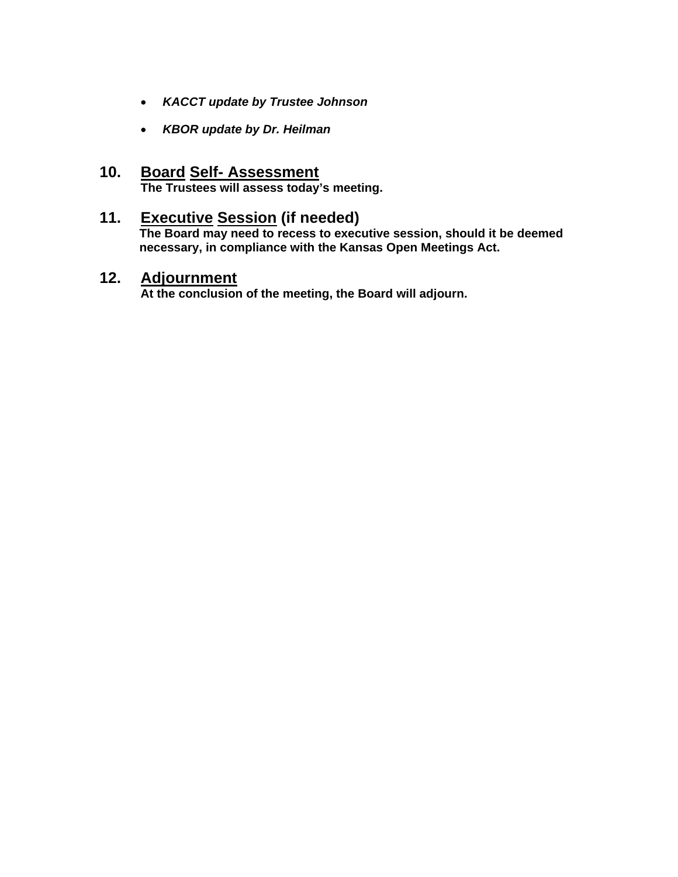- ***KACCT update by Trustee Johnson***

- ***KBOR update by Dr. Heilman***

## 10. Board Self- Assessment

**The Trustees will assess today's meeting.**

## 11. Executive Session (if needed)

**The Board may need to recess to executive session, should it be deemed necessary, in compliance with the Kansas Open Meetings Act.**

## 12. Adjournment

**At the conclusion of the meeting, the Board will adjourn.**